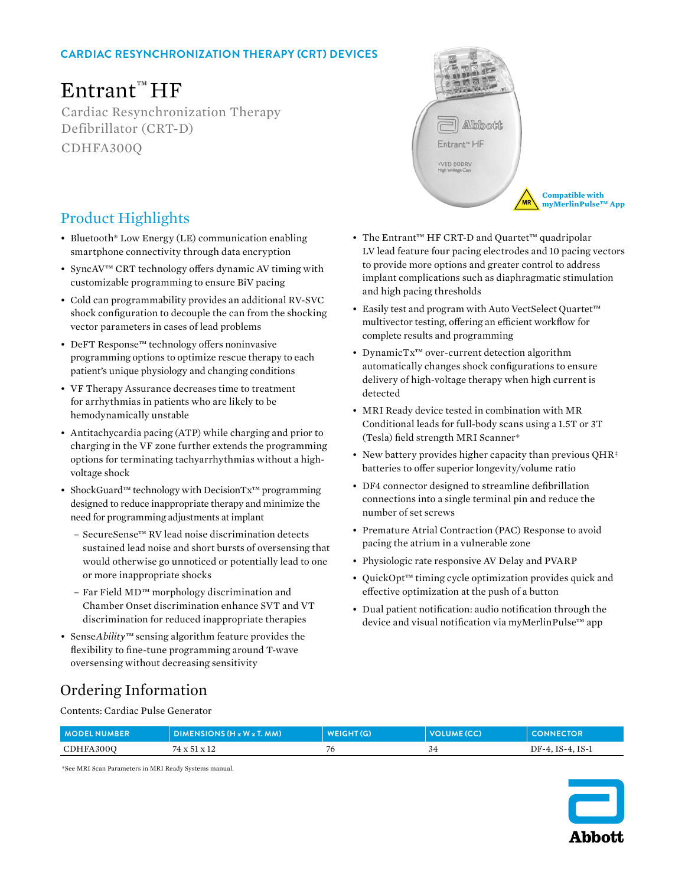CARDIAC RESYNCHRONIZATION THERAPY (CRT) DEVICES

# Entrant™ HF

Cardiac Resynchronization Therapy Defibrillator (CRT-D)

CDHFA300Q

Compatible with myMerlinPulse™ App

## Product Highlights

- Bluetooth® Low Energy (LE) communication enabling smartphone connectivity through data encryption
- SyncAV™ CRT technology offers dynamic AV timing with customizable programming to ensure BiV pacing
- Cold can programmability provides an additional RV-SVC shock configuration to decouple the can from the shocking vector parameters in cases of lead problems
- DeFT Response™ technology offers noninvasive programming options to optimize rescue therapy to each patient's unique physiology and changing conditions
- VF Therapy Assurance decreases time to treatment for arrhythmias in patients who are likely to be hemodynamically unstable
- Antitachycardia pacing (ATP) while charging and prior to charging in the VF zone further extends the programming options for terminating tachyarrhythmias without a high-voltage shock
- ShockGuard™ technology with DecisionTx™ programming designed to reduce inappropriate therapy and minimize the need for programming adjustments at implant
  - SecureSense™ RV lead noise discrimination detects sustained lead noise and short bursts of oversensing that would otherwise go unnoticed or potentially lead to one or more inappropriate shocks
  - Far Field MD™ morphology discrimination and Chamber Onset discrimination enhance SVT and VT discrimination for reduced inappropriate therapies
- Sense*Ability*™ sensing algorithm feature provides the flexibility to fine-tune programming around T-wave oversensing without decreasing sensitivity
- The Entrant™ HF CRT-D and Quartet™ quadripolar LV lead feature four pacing electrodes and 10 pacing vectors to provide more options and greater control to address implant complications such as diaphragmatic stimulation and high pacing thresholds
- Easily test and program with Auto VectSelect Quartet™ multivector testing, offering an efficient workflow for complete results and programming
- DynamicTx™ over-current detection algorithm automatically changes shock configurations to ensure delivery of high-voltage therapy when high current is detected
- MRI Ready device tested in combination with MR Conditional leads for full-body scans using a 1.5T or 3T (Tesla) field strength MRI Scanner*
- New battery provides higher capacity than previous QHR‡ batteries to offer superior longevity/volume ratio
- DF4 connector designed to streamline defibrillation connections into a single terminal pin and reduce the number of set screws
- Premature Atrial Contraction (PAC) Response to avoid pacing the atrium in a vulnerable zone
- Physiologic rate responsive AV Delay and PVARP
- QuickOpt™ timing cycle optimization provides quick and effective optimization at the push of a button
- Dual patient notification: audio notification through the device and visual notification via myMerlinPulse™ app

## Ordering Information

Contents: Cardiac Pulse Generator

| MODEL NUMBER | DIMENSIONS (H x W x T, MM) | WEIGHT (G) | VOLUME (CC) | CONNECTOR |
|---|---|---|---|---|
| CDHFA300Q | 74 x 51 x 12 | 76 | 34 | DF-4, IS-4, IS-1 |

*See MRI Scan Parameters in MRI Ready Systems manual.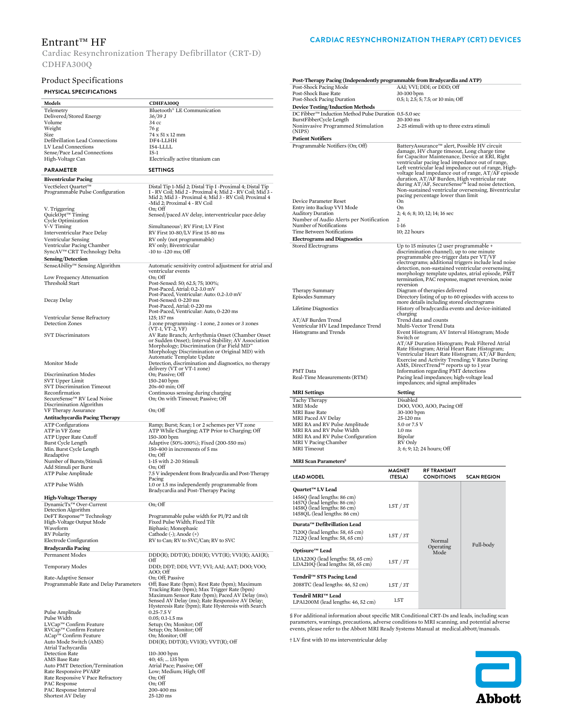# Entrant™ HF

Cardiac Resynchronization Therapy Defibrillator (CRT-D)
CDHFA300Q

**CARDIAC RESYNCHRONIZATION THERAPY (CRT) DEVICES**

## Product Specifications

### PHYSICAL SPECIFICATIONS

| Models | CDHFA300Q |
|---|---|
| Telemetry | Bluetooth® LE Communication |
| Delivered/Stored Energy | 36/39 J |
| Volume | 34 cc |
| Weight | 76 g |
| Size | 74 x 51 x 12 mm |
| Defibrillation Lead Connections | DF4-LLHH |
| LV Lead Connections | IS4-LLLL |
| Sense/Pace Lead Connections | IS-1 |
| High-Voltage Can | Electrically active titanium can |

| PARAMETER | SETTINGS |
|---|---|
| **Biventricular Pacing** | |
| VectSelect Quartet™ Programmable Pulse Configuration | Distal Tip 1-Mid 2; Distal Tip 1 -Proximal 4; Distal Tip 1 - RV Coil; Mid 2 - Proximal 4; Mid 2 - RV Coil; Mid 3 - Mid 2; Mid 3 - Proximal 4; Mid 3 - RV Coil; Proximal 4 -Mid 2; Proximal 4 - RV Coil |
| V. Triggering | On; Off |
| QuickOpt™ Timing Cycle Optimization | Sensed/paced AV delay, interventricular pace delay |
| V-V Timing | Simultaneous†; RV First; LV First |
| Interventricular Pace Delay | RV First 10-80/LV First 15-80 ms |
| Ventricular Sensing | RV only (not programmable) |
| Ventricular Pacing Chamber | RV only; Biventricular |
| SyncAV™ CRT Technology Delta | -10 to -120 ms; Off |
| **Sensing/Detection** | |
| Sense*Ability*™ Sensing Algorithm | Automatic sensitivity control adjustment for atrial and ventricular events |
| Low Frequency Attenuation | On; Off |
| Threshold Start | Post-Sensed: 50; 62.5; 75; 100%; Post-Paced, Atrial: 0.2-3.0 mV Post-Paced, Ventricular: Auto: 0.2-3.0 mV |
| Decay Delay | Post-Sensed: 0-220 ms Post-Paced, Atrial: 0-220 ms Post-Paced, Ventricular: Auto, 0-220 ms |
| Ventricular Sense Refractory | 125; 157 ms |
| Detection Zones | 3 zone programming - 1 zone, 2 zones or 3 zones (VT-1, VT-2, VF) |
| SVT Discriminators | AV Rate Branch; Arrhythmia Onset (Chamber Onset or Sudden Onset); Interval Stability; AV Association Morphology; Discrimination (Far Field MD™ Morphology Discrimination or Original MD) with Automatic Template Update |
| Monitor Mode | Detection, discrimination and diagnostics, no therapy delivery (VT or VT-1 zone) |
| Discrimination Modes | On; Passive; Off |
| SVT Upper Limit | 150-240 bpm |
| SVT Discrimination Timeout | 20s-60 min; Off |
| Reconfirmation | Continuous sensing during charging |
| SecureSense™ RV Lead Noise Discrimination Algorithm | On; On with Timeout; Passive; Off |
| VF Therapy Assurance | On; Off |
| **Antitachycardia Pacing Therapy** | |
| ATP Configurations | Ramp; Burst; Scan; 1 or 2 schemes per VT zone |
| ATP in VF Zone | ATP While Charging; ATP Prior to Charging; Off |
| ATP Upper Rate Cutoff | 150-300 bpm |
| Burst Cycle Length | Adaptive (50%-100%); Fixed (200-550 ms) |
| Min. Burst Cycle Length | 150-400 in increments of 5 ms |
| Readaptive | On; Off |
| Number of Bursts/Stimuli | 1-15 with 2-20 Stimuli |
| Add Stimuli per Burst | On; Off |
| ATP Pulse Amplitude | 7.5 V independent from Bradycardia and Post-Therapy Pacing |
| ATP Pulse Width | 1.0 or 1.5 ms independently programmable from Bradycardia and Post-Therapy Pacing |
| **High-Voltage Therapy** | |
| DynamicTx™ Over-Current Detection Algorithm | On; Off |
| DeFT Response™ Technology | Programmable pulse width for P1/P2 and tilt |
| High-Voltage Output Mode | Fixed Pulse Width; Fixed Tilt |
| Waveform | Biphasic; Monophasic |
| RV Polarity | Cathode (-); Anode (+) |
| Electrode Configuration | RV to Can; RV to SVC/Can; RV to SVC |
| **Bradycardia Pacing** | |
| Permanent Modes | DDD(R); DDT(R); DDI(R); VVT(R); VVI(R); AAI(R); Off |
| Temporary Modes | DDD; DDT; DDI; VVT; VVI; AAI; AAT; DOO; VOO; AOO; Off |
| Rate-Adaptive Sensor | On; Off; Passive |
| Programmable Rate and Delay Parameters | Off; Base Rate (bpm); Rest Rate (bpm); Maximum Tracking Rate (bpm); Max Trigger Rate (bpm) Maximum Sensor Rate (bpm); Paced AV Delay (ms); Sensed AV Delay (ms); Rate Responsive AV Delay; Hysteresis Rate (bpm); Rate Hysteresis with Search |
| Pulse Amplitude | 0.25-7.5 V |
| Pulse Width | 0.05; 0.1-1.5 ms |
| LVCap™ Confirm Feature | Setup; On; Monitor; Off |
| RVCap™ Confirm Feature | Setup; On; Monitor; Off |
| ACap™ Confirm Feature | On; Monitor; Off |
| Auto Mode Switch (AMS) | DDI(R); DDT(R); VVI(R); VVT(R); Off |
| Atrial Tachycardia Detection Rate | 110-300 bpm |
| AMS Base Rate | 40; 45; ... 135 bpm |
| Auto PMT Detection/Termination | Atrial Pace; Passive; Off |
| Rate Responsive PVARP | Low; Medium; High; Off |
| Rate Responsive V Pace Refractory | On; Off |
| PAC Response | On; Off |
| PAC Response Interval | 200-400 ms |
| Shortest AV Delay | 25-120 ms |
| **Post-Therapy Pacing (Independently programmable from Bradycardia and ATP)** | |
| Post-Shock Pacing Mode | AAI; VVI; DDI; or DDD; Off |
| Post-Shock Base Rate | 30-100 bpm |
| Post-Shock Pacing Duration | 0.5; 1; 2.5; 5; 7.5; or 10 min; Off |
| **Device Testing/Induction Methods** | |
| DC Fibber™ Induction Method Pulse Duration | 0.5-5.0 sec |
| BurstFibberCycle Length | 20-100 ms |
| Noninvasive Programmed Stimulation (NIPS) | 2-25 stimuli with up to three extra stimuli |
| **Patient Notifiers** | |
| Programmable Notifiers (On; Off) | BatteryAssurance™ alert, Possible HV circuit damage, HV charge timeout, Long charge time for Capacitor Maintenance, Device at ERI, Right ventricular pacing lead impedance out of range, Left ventricular lead impedance out of range, High-voltage lead impedance out of range, AT/AF episode duration, AT/AF Burden, High ventricular rate during AT/AF, SecureSense™ lead noise detection, Non-sustained ventricular oversensing, Biventricular pacing percentage lower than limit |
| Device Parameter Reset | On |
| Entry into Backup VVI Mode | On |
| Auditory Duration | 2; 4; 6; 8; 10; 12; 14; 16 sec |
| Number of Audio Alerts per Notification | 2 |
| Number of Notifications | 1-16 |
| Time Between Notifications | 10; 22 hours |
| **Electrograms and Diagnostics** | |
| Stored Electrograms | Up to 15 minutes (2 user programmable + discrimination channel), up to one minute programmable pre-trigger data per VT/VF electrograms; additional triggers include lead noise detection, non-sustained ventricular oversensing, morphology template updates, atrial episode, PMT termination, PAC response, magnet reversion, noise reversion |
| Therapy Summary | Diagram of therapies delivered |
| Episodes Summary | Directory listing of up to 60 episodes with access to more details including stored electrograms |
| Lifetime Diagnostics | History of bradycardia events and device-initiated charging |
| AT/AF Burden Trend | Trend data and counts |
| Ventricular HV Lead Impedance Trend | Multi-Vector Trend Data |
| Histograms and Trends | Event Histogram; AV Interval Histogram; Mode Switch or AT/AF Duration Histogram; Peak Filtered Atrial Rate Histogram; Atrial Heart Rate Histogram; Ventricular Heart Rate Histogram; AT/AF Burden; Exercise and Activity Trending; V Rates During AMS, DirectTrend™ reports up to 1 year |
| PMT Data | Information regarding PMT detections |
| Real-Time Measurements (RTM) | Pacing lead impedances; high-voltage lead impedances; and signal amplitudes |

| MRI Settings | Setting |
|---|---|
| Tachy Therapy | Disabled |
| MRI Mode | DOO, VOO, AOO, Pacing Off |
| MRI Base Rate | 30-100 bpm |
| MRI Paced AV Delay | 25-120 ms |
| MRI RA and RV Pulse Amplitude | 5.0 or 7.5 V |
| MRI RA and RV Pulse Width | 1.0 ms |
| MRI RA and RV Pulse Configuration | Bipolar |
| MRI V Pacing Chamber | RV Only |
| MRI Timeout | 3; 6; 9; 12; 24 hours; Off |

**MRI Scan Parameters§**

| LEAD MODEL | MAGNET (TESLA) | RF TRANSMIT CONDITIONS | SCAN REGION |
|---|---|---|---|
| **Quartet™ LV Lead** 1456Q (lead lengths: 86 cm) 1457Q (lead lengths: 86 cm) 1458Q (lead lengths: 86 cm) 1458QL (lead lengths: 86 cm) | 1.5T / 3T | Normal Operating Mode | Full-body |
| **Durata™ Defibrillation Lead** 7120Q (lead lengths: 58, 65 cm) 7122Q (lead lengths: 58, 65 cm) | 1.5T / 3T | Normal Operating Mode | Full-body |
| **Optisure™ Lead** LDA220Q (lead lengths: 58, 65 cm) LDA210Q (lead lengths: 58, 65 cm) | 1.5T / 3T | Normal Operating Mode | Full-body |
| **Tendril™ STS Pacing Lead** 2088TC (lead lengths: 46, 52 cm) | 1.5T / 3T | Normal Operating Mode | Full-body |
| **Tendril MRI™ Lead** LPA1200M (lead lengths: 46, 52 cm) | 1.5T | Normal Operating Mode | Full-body |

§ For additional information about specific MR Conditional CRT-Ds and leads, including scan parameters, warnings, precautions, adverse conditions to MRI scanning, and potential adverse events, please refer to the Abbott MRI Ready Systems Manual at medical.abbott/manuals.

† LV first with 10 ms interventricular delay

Abbott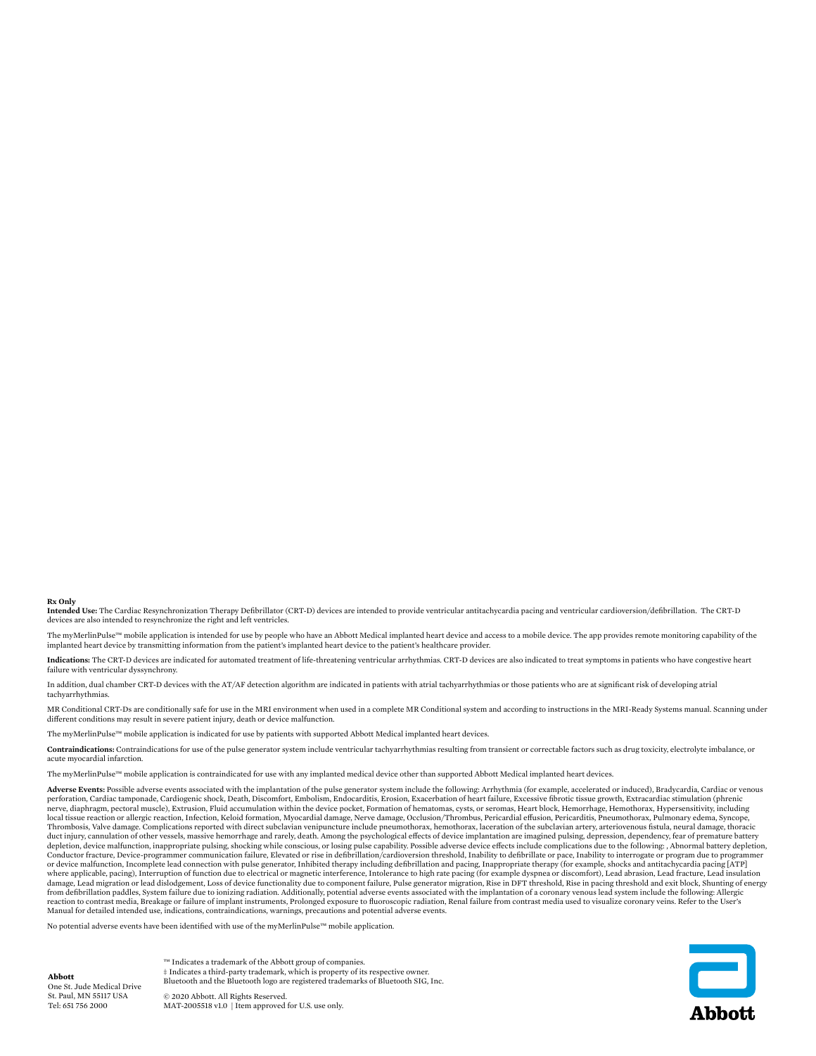**Rx Only**

**Intended Use:** The Cardiac Resynchronization Therapy Defibrillator (CRT-D) devices are intended to provide ventricular antitachycardia pacing and ventricular cardioversion/defibrillation. The CRT-D devices are also intended to resynchronize the right and left ventricles.

The myMerlinPulse™ mobile application is intended for use by people who have an Abbott Medical implanted heart device and access to a mobile device. The app provides remote monitoring capability of the implanted heart device by transmitting information from the patient's implanted heart device to the patient's healthcare provider.

**Indications:** The CRT-D devices are indicated for automated treatment of life-threatening ventricular arrhythmias. CRT-D devices are also indicated to treat symptoms in patients who have congestive heart failure with ventricular dyssynchrony.

In addition, dual chamber CRT-D devices with the AT/AF detection algorithm are indicated in patients with atrial tachyarrhythmias or those patients who are at significant risk of developing atrial tachyarrhythmias.

MR Conditional CRT-Ds are conditionally safe for use in the MRI environment when used in a complete MR Conditional system and according to instructions in the MRI-Ready Systems manual. Scanning under different conditions may result in severe patient injury, death or device malfunction.

The myMerlinPulse™ mobile application is indicated for use by patients with supported Abbott Medical implanted heart devices.

**Contraindications:** Contraindications for use of the pulse generator system include ventricular tachyarrhythmias resulting from transient or correctable factors such as drug toxicity, electrolyte imbalance, or acute myocardial infarction.

The myMerlinPulse™ mobile application is contraindicated for use with any implanted medical device other than supported Abbott Medical implanted heart devices.

**Adverse Events:** Possible adverse events associated with the implantation of the pulse generator system include the following: Arrhythmia (for example, accelerated or induced), Bradycardia, Cardiac or venous perforation, Cardiac tamponade, Cardiogenic shock, Death, Discomfort, Embolism, Endocarditis, Erosion, Exacerbation of heart failure, Excessive fibrotic tissue growth, Extracardiac stimulation (phrenic nerve, diaphragm, pectoral muscle), Extrusion, Fluid accumulation within the device pocket, Formation of hematomas, cysts, or seromas, Heart block, Hemorrhage, Hemothorax, Hypersensitivity, including local tissue reaction or allergic reaction, Infection, Keloid formation, Myocardial damage, Nerve damage, Occlusion/Thrombus, Pericardial effusion, Pericarditis, Pneumothorax, Pulmonary edema, Syncope, Thrombosis, Valve damage. Complications reported with direct subclavian venipuncture include pneumothorax, hemothorax, laceration of the subclavian artery, arteriovenous fistula, neural damage, thoracic duct injury, cannulation of other vessels, massive hemorrhage and rarely, death. Among the psychological effects of device implantation are imagined pulsing, depression, dependency, fear of premature battery depletion, device malfunction, inappropriate pulsing, shocking while conscious, or losing pulse capability. Possible adverse device effects include complications due to the following: , Abnormal battery depletion, Conductor fracture, Device-programmer communication failure, Elevated or rise in defibrillation/cardioversion threshold, Inability to defibrillate or pace, Inability to interrogate or program due to programmer or device malfunction, Incomplete lead connection with pulse generator, Inhibited therapy including defibrillation and pacing, Inappropriate therapy (for example, shocks and antitachycardia pacing [ATP] where applicable, pacing), Interruption of function due to electrical or magnetic interference, Intolerance to high rate pacing (for example dyspnea or discomfort), Lead abrasion, Lead fracture, Lead insulation damage, Lead migration or lead dislodgement, Loss of device functionality due to component failure, Pulse generator migration, Rise in DFT threshold, Rise in pacing threshold and exit block, Shunting of energy from defibrillation paddles, System failure due to ionizing radiation. Additionally, potential adverse events associated with the implantation of a coronary venous lead system include the following: Allergic reaction to contrast media, Breakage or failure of implant instruments, Prolonged exposure to fluoroscopic radiation, Renal failure from contrast media used to visualize coronary veins. Refer to the User's Manual for detailed intended use, indications, contraindications, warnings, precautions and potential adverse events.

No potential adverse events have been identified with use of the myMerlinPulse™ mobile application.

**Abbott**
One St. Jude Medical Drive
St. Paul, MN 55117 USA
Tel: 651 756 2000

™ Indicates a trademark of the Abbott group of companies.
‡ Indicates a third-party trademark, which is property of its respective owner.
Bluetooth and the Bluetooth logo are registered trademarks of Bluetooth SIG, Inc.

© 2020 Abbott. All Rights Reserved.
MAT-2005518 v1.0 | Item approved for U.S. use only.

Abbott